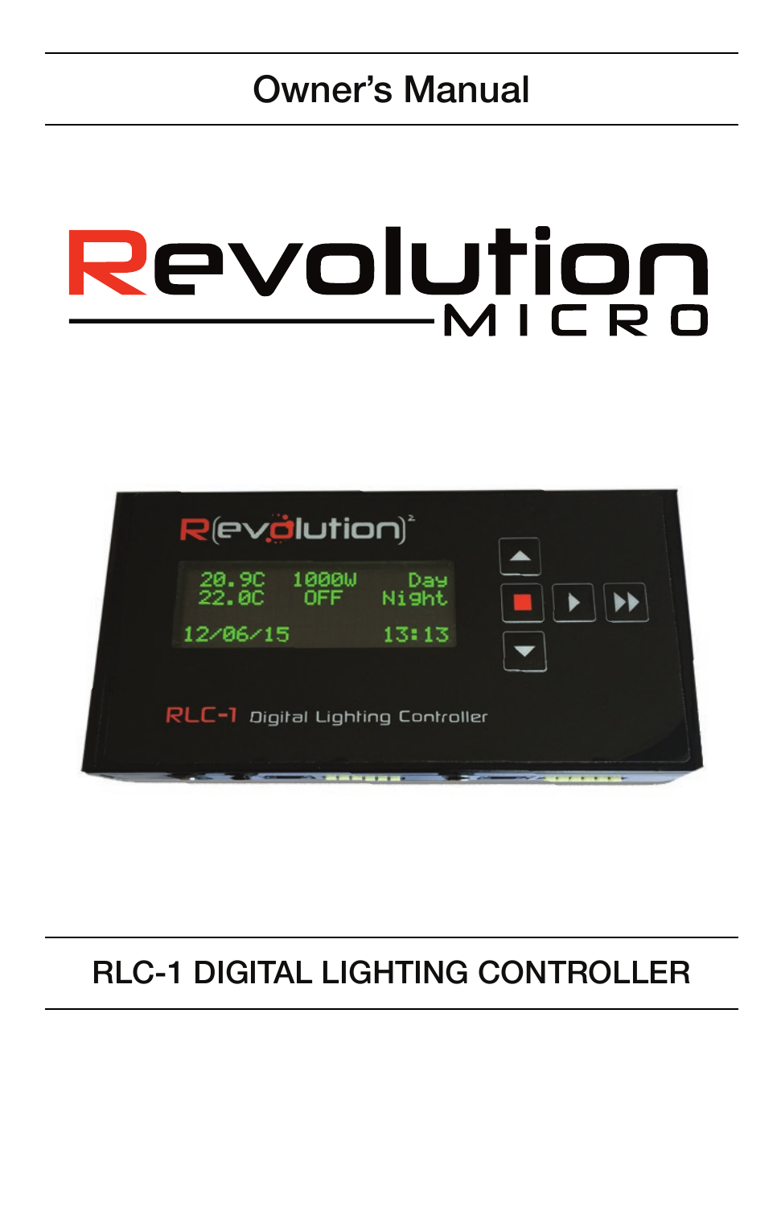# Owner's Manual

# Revolution MICRO

## RLC-1 DIGITAL LIGHTING CONTROLLER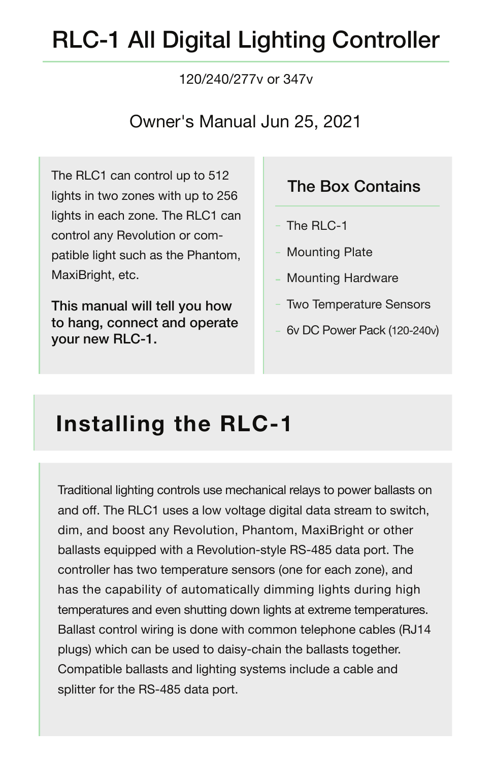# RLC-1 All Digital Lighting Controller

120/240/277v or 347v

Owner's Manual Jun 25, 2021

The RLC1 can control up to 512 lights in two zones with up to 256 lights in each zone. The RLC1 can control any Revolution or compatible light such as the Phantom, MaxiBright, etc.

**This manual will tell you how to hang, connect and operate your new RLC-1.**

### The Box Contains

- The RLC-1
- Mounting Plate
- Mounting Hardware
- Two Temperature Sensors
- 6v DC Power Pack (120-240v)

## Installing the RLC-1

Traditional lighting controls use mechanical relays to power ballasts on and off. The RLC1 uses a low voltage digital data stream to switch, dim, and boost any Revolution, Phantom, MaxiBright or other ballasts equipped with a Revolution-style RS-485 data port. The controller has two temperature sensors (one for each zone), and has the capability of automatically dimming lights during high temperatures and even shutting down lights at extreme temperatures. Ballast control wiring is done with common telephone cables (RJ14 plugs) which can be used to daisy-chain the ballasts together. Compatible ballasts and lighting systems include a cable and splitter for the RS-485 data port.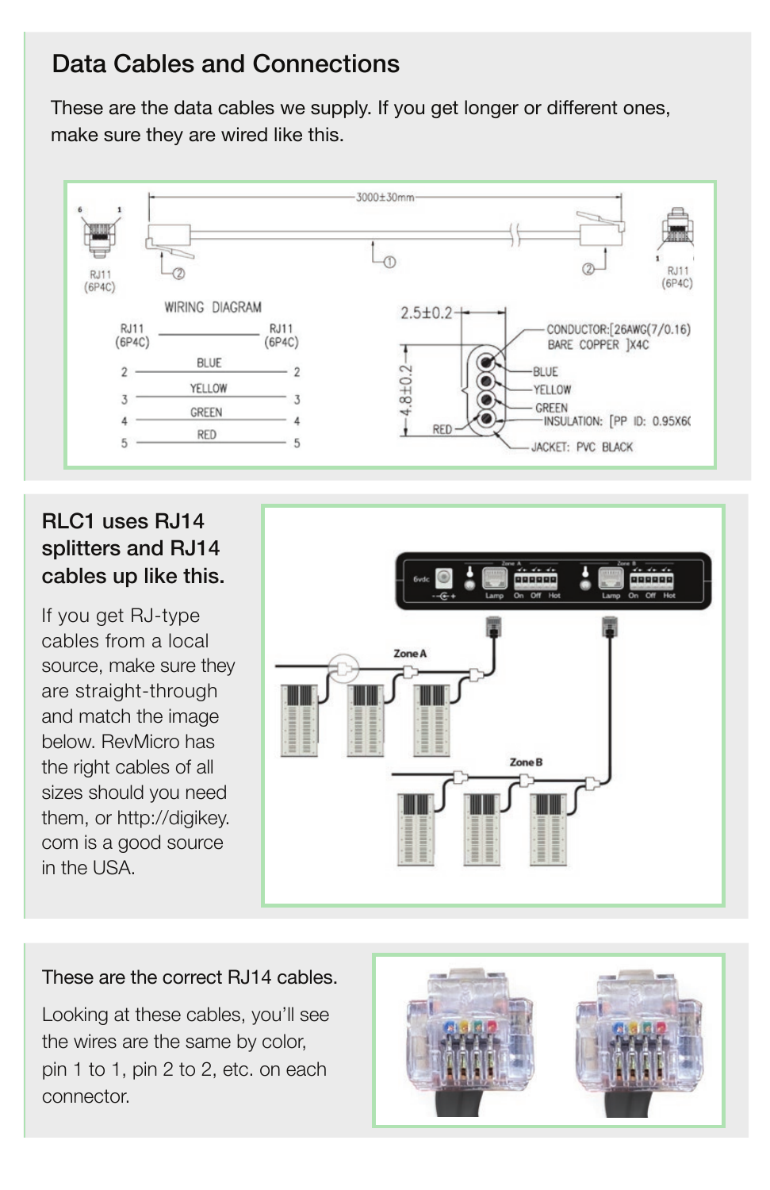## Data Cables and Connections

These are the data cables we supply. If you get longer or different ones, make sure they are wired like this.

### RLC1 uses RJ14 splitters and RJ14 cables up like this.

If you get RJ-type cables from a local source, make sure they are straight-through and match the image below. RevMicro has the right cables of all sizes should you need them, or http://digikey.com is a good source in the USA.

### These are the correct RJ14 cables.

Looking at these cables, you'll see the wires are the same by color, pin 1 to 1, pin 2 to 2, etc. on each connector.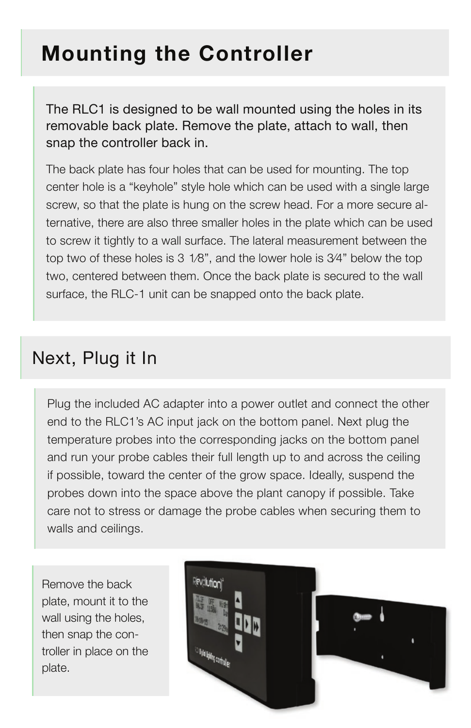# Mounting the Controller

The RLC1 is designed to be wall mounted using the holes in its removable back plate. Remove the plate, attach to wall, then snap the controller back in.

The back plate has four holes that can be used for mounting. The top center hole is a "keyhole" style hole which can be used with a single large screw, so that the plate is hung on the screw head. For a more secure alternative, there are also three smaller holes in the plate which can be used to screw it tightly to a wall surface. The lateral measurement between the top two of these holes is 3 1⁄8", and the lower hole is 3⁄4" below the top two, centered between them. Once the back plate is secured to the wall surface, the RLC-1 unit can be snapped onto the back plate.

## Next, Plug it In

Plug the included AC adapter into a power outlet and connect the other end to the RLC1's AC input jack on the bottom panel. Next plug the temperature probes into the corresponding jacks on the bottom panel and run your probe cables their full length up to and across the ceiling if possible, toward the center of the grow space. Ideally, suspend the probes down into the space above the plant canopy if possible. Take care not to stress or damage the probe cables when securing them to walls and ceilings.

Remove the back plate, mount it to the wall using the holes, then snap the controller in place on the plate.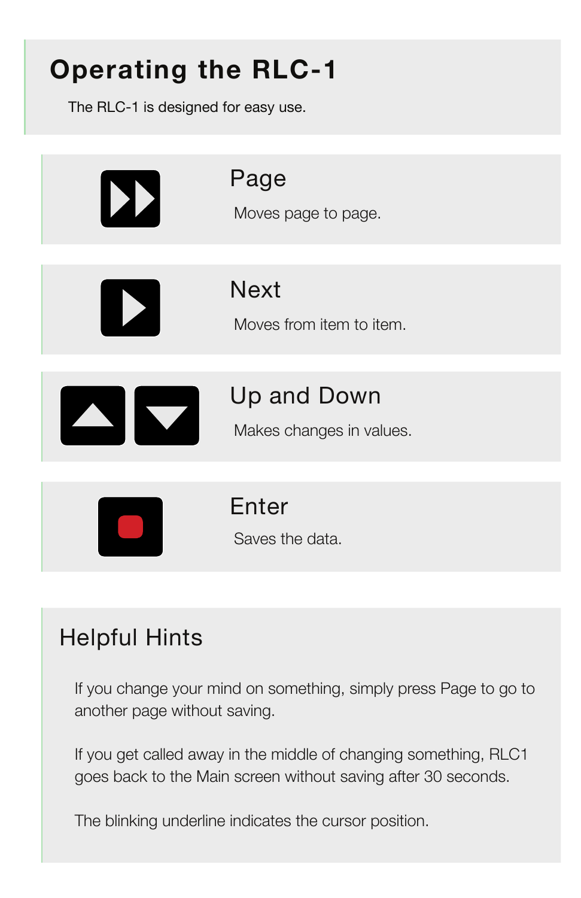# Operating the RLC-1

The RLC-1 is designed for easy use.

## Page

Moves page to page.

## Next

Moves from item to item.

## Up and Down

Makes changes in values.

## Enter

Saves the data.

## Helpful Hints

If you change your mind on something, simply press Page to go to another page without saving.

If you get called away in the middle of changing something, RLC1 goes back to the Main screen without saving after 30 seconds.

The blinking underline indicates the cursor position.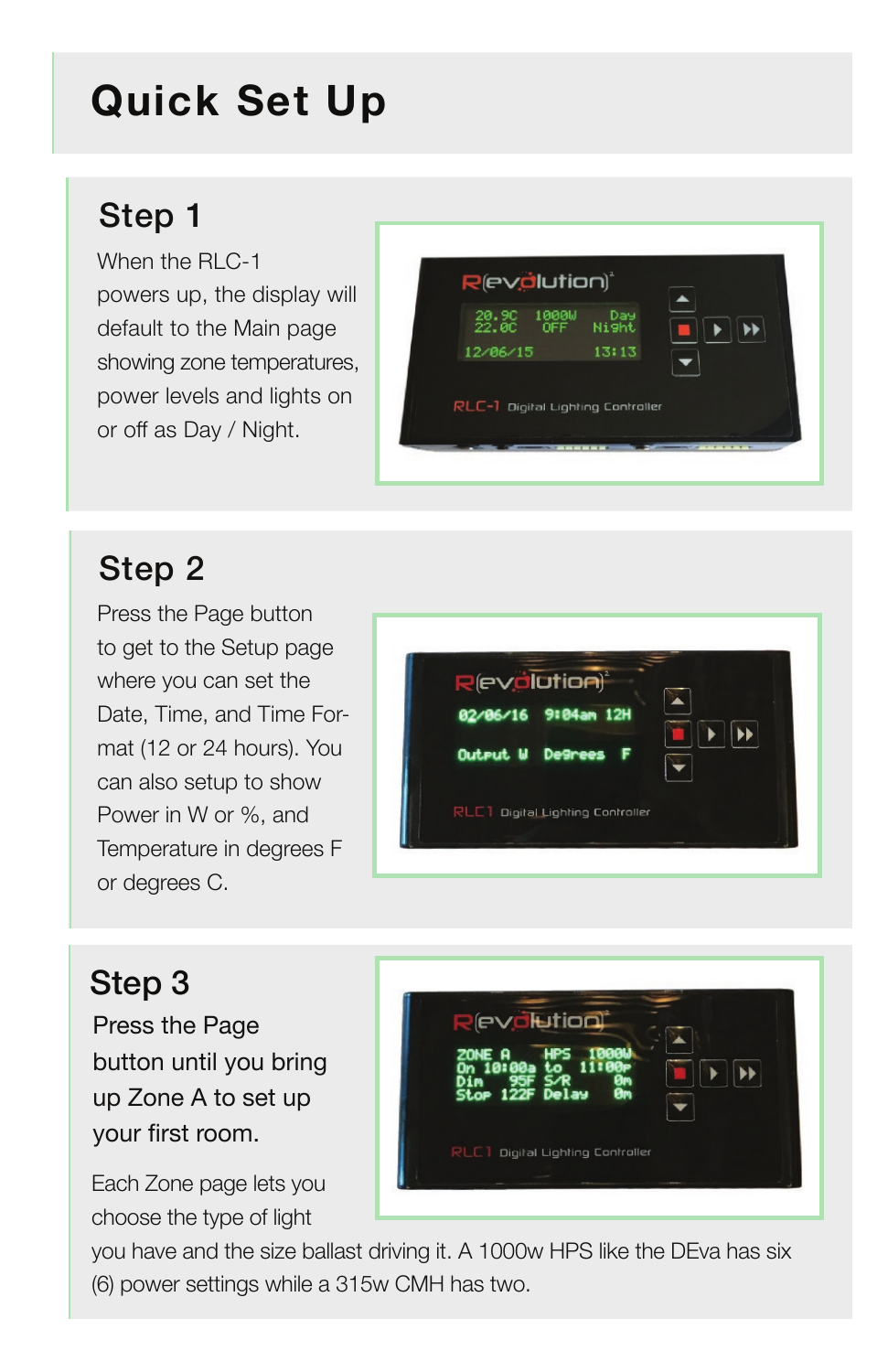# Quick Set Up

## Step 1

When the RLC-1 powers up, the display will default to the Main page showing zone temperatures, power levels and lights on or off as Day / Night.

## Step 2

Press the Page button to get to the Setup page where you can set the Date, Time, and Time Format (12 or 24 hours). You can also setup to show Power in W or %, and Temperature in degrees F or degrees C.

## Step 3

Press the Page button until you bring up Zone A to set up your first room.

Each Zone page lets you choose the type of light you have and the size ballast driving it. A 1000w HPS like the DEva has six (6) power settings while a 315w CMH has two.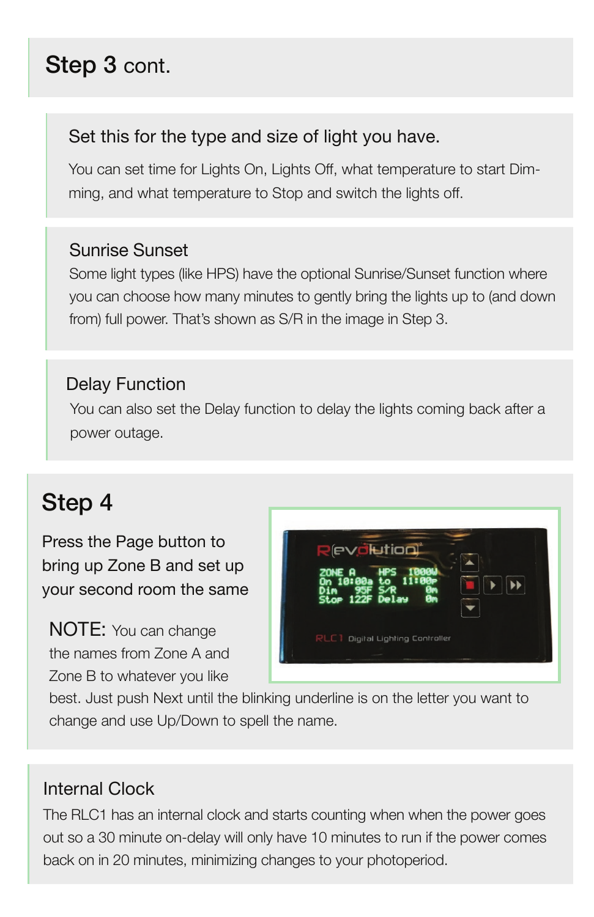## Step 3 cont.

### Set this for the type and size of light you have.

You can set time for Lights On, Lights Off, what temperature to start Dimming, and what temperature to Stop and switch the lights off.

### Sunrise Sunset

Some light types (like HPS) have the optional Sunrise/Sunset function where you can choose how many minutes to gently bring the lights up to (and down from) full power. That's shown as S/R in the image in Step 3.

### Delay Function

You can also set the Delay function to delay the lights coming back after a power outage.

## Step 4

Press the Page button to bring up Zone B and set up your second room the same

NOTE: You can change the names from Zone A and Zone B to whatever you like best. Just push Next until the blinking underline is on the letter you want to change and use Up/Down to spell the name.

### Internal Clock

The RLC1 has an internal clock and starts counting when when the power goes out so a 30 minute on-delay will only have 10 minutes to run if the power comes back on in 20 minutes, minimizing changes to your photoperiod.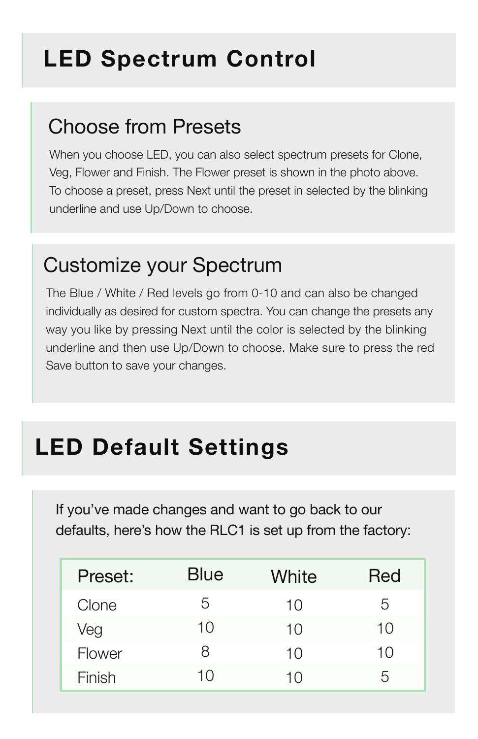# LED Spectrum Control

## Choose from Presets

When you choose LED, you can also select spectrum presets for Clone, Veg, Flower and Finish. The Flower preset is shown in the photo above. To choose a preset, press Next until the preset in selected by the blinking underline and use Up/Down to choose.

## Customize your Spectrum

The Blue / White / Red levels go from 0-10 and can also be changed individually as desired for custom spectra. You can change the presets any way you like by pressing Next until the color is selected by the blinking underline and then use Up/Down to choose. Make sure to press the red Save button to save your changes.

# LED Default Settings

If you've made changes and want to go back to our defaults, here's how the RLC1 is set up from the factory:

| Preset: | Blue | White | Red |
|---|---|---|---|
| Clone | 5 | 10 | 5 |
| Veg | 10 | 10 | 10 |
| Flower | 8 | 10 | 10 |
| Finish | 10 | 10 | 5 |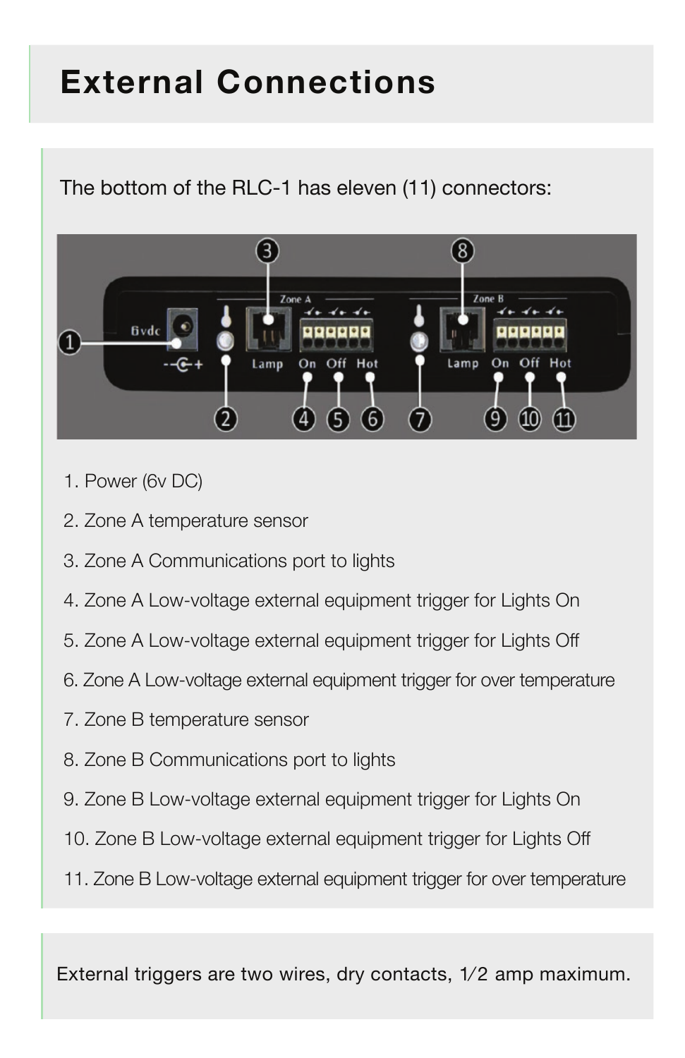# External Connections

The bottom of the RLC-1 has eleven (11) connectors:

1. Power (6v DC)
2. Zone A temperature sensor
3. Zone A Communications port to lights
4. Zone A Low-voltage external equipment trigger for Lights On
5. Zone A Low-voltage external equipment trigger for Lights Off
6. Zone A Low-voltage external equipment trigger for over temperature
7. Zone B temperature sensor
8. Zone B Communications port to lights
9. Zone B Low-voltage external equipment trigger for Lights On
10. Zone B Low-voltage external equipment trigger for Lights Off
11. Zone B Low-voltage external equipment trigger for over temperature

External triggers are two wires, dry contacts, 1/2 amp maximum.